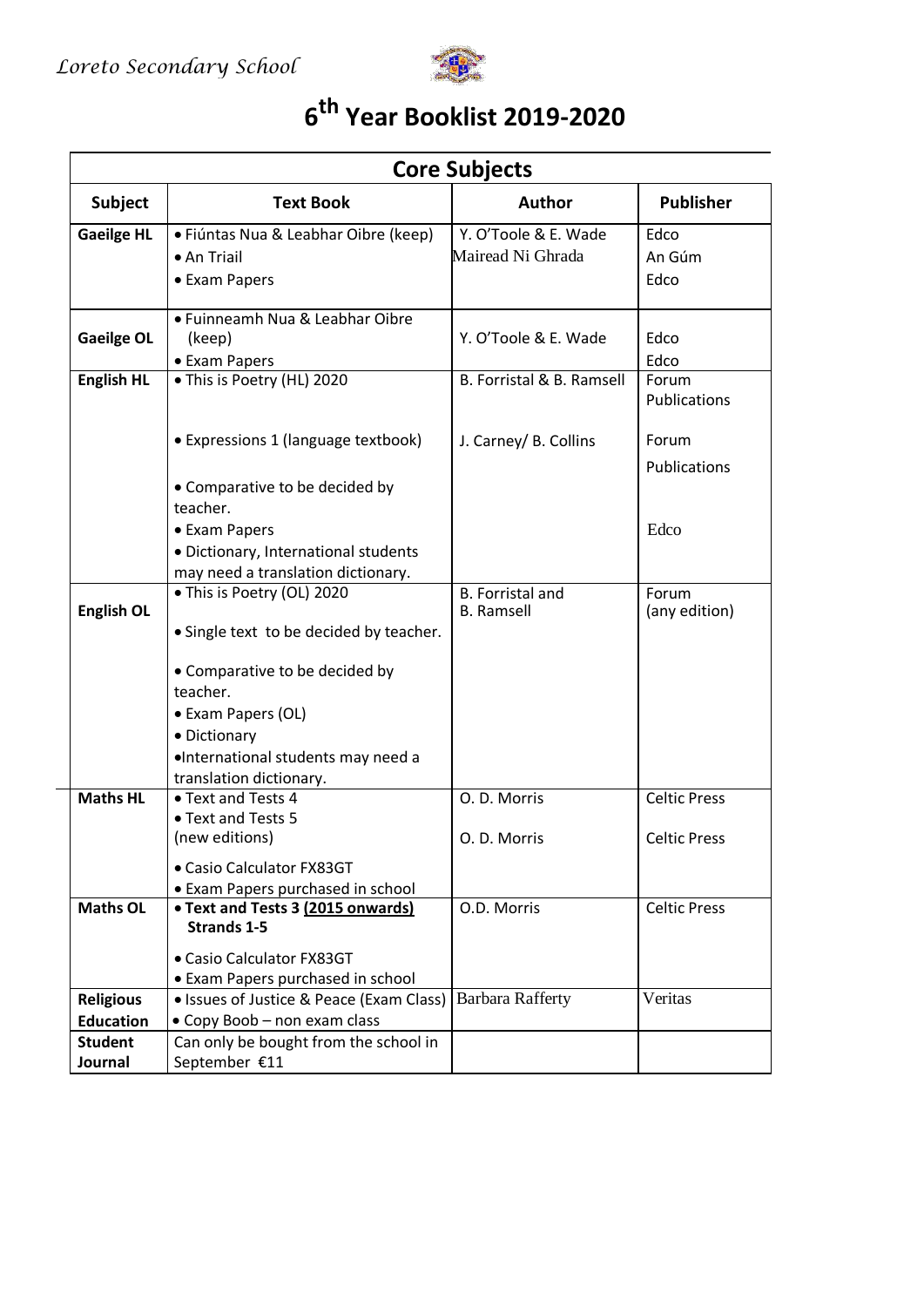*Loreto Secondary School*

# 6th Year Booklist 2019-2020

| Core Subjects | | | |
|---|---|---|---|
| **Subject** | **Text Book** | **Author** | **Publisher** |
| **Gaeilge HL** | • Fiúntas Nua & Leabhar Oibre (keep)<br>• An Triail<br>• Exam Papers | Y. O'Toole & E. Wade<br>Mairead Ni Ghrada | Edco<br>An Gúm<br>Edco |
| **Gaeilge OL** | • Fuinneamh Nua & Leabhar Oibre (keep)<br>• Exam Papers | Y. O'Toole & E. Wade | Edco<br>Edco |
| **English HL** | • This is Poetry (HL) 2020<br>• Expressions 1 (language textbook)<br>• Comparative to be decided by teacher.<br>• Exam Papers<br>• Dictionary, International students may need a translation dictionary. | B. Forristal & B. Ramsell<br>J. Carney/ B. Collins | Forum Publications<br>Forum Publications<br>Edco |
| **English OL** | • This is Poetry (OL) 2020<br>• Single text to be decided by teacher.<br>• Comparative to be decided by teacher.<br>• Exam Papers (OL)<br>• Dictionary<br>• International students may need a translation dictionary. | B. Forristal and B. Ramsell | Forum (any edition) |
| **Maths HL** | • Text and Tests 4<br>• Text and Tests 5 (new editions)<br>• Casio Calculator FX83GT<br>• Exam Papers purchased in school | O. D. Morris<br>O. D. Morris | Celtic Press<br>Celtic Press |
| **Maths OL** | • **Text and Tests 3 (2015 onwards) Strands 1-5**<br>• Casio Calculator FX83GT<br>• Exam Papers purchased in school | O.D. Morris | Celtic Press |
| **Religious Education** | • Issues of Justice & Peace (Exam Class)<br>• Copy Boob – non exam class | Barbara Rafferty | Veritas |
| **Student Journal** | Can only be bought from the school in September €11 | | |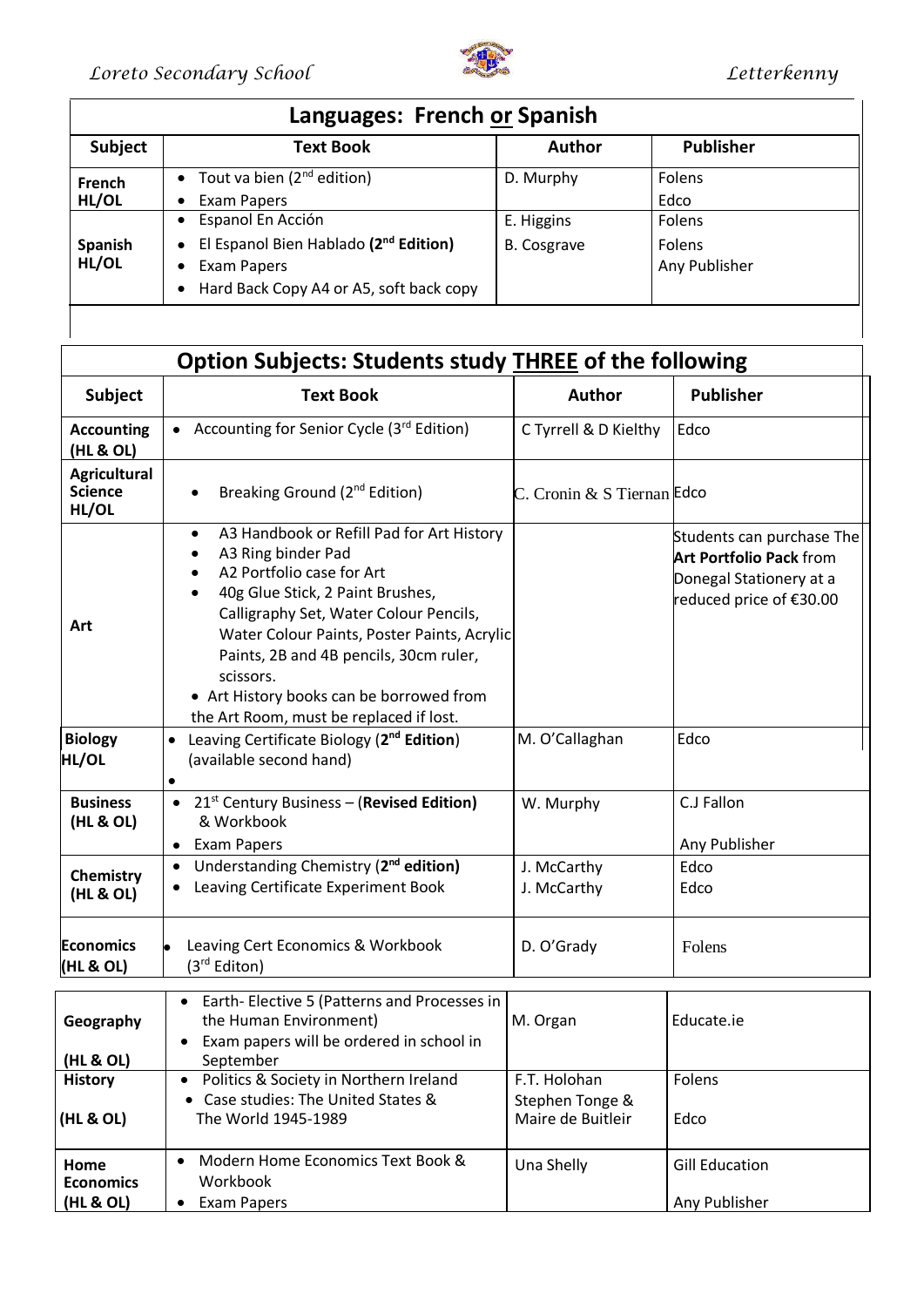## Languages: French or Spanish

| Subject | Text Book | Author | Publisher |
|---|---|---|---|
| **French HL/OL** | • Tout va bien (2nd edition)<br>• Exam Papers | D. Murphy | Folens<br>Edco |
| **Spanish HL/OL** | • Espanol En Acción<br>• El Espanol Bien Hablado **(2nd Edition)**<br>• Exam Papers<br>• Hard Back Copy A4 or A5, soft back copy | E. Higgins<br>B. Cosgrave | Folens<br>Folens<br>Any Publisher |

## Option Subjects: Students study THREE of the following

| Subject | Text Book | Author | Publisher |
|---|---|---|---|
| **Accounting (HL & OL)** | • Accounting for Senior Cycle (3rd Edition) | C Tyrrell & D Kielthy | Edco |
| **Agricultural Science HL/OL** | • Breaking Ground (2nd Edition) | C. Cronin & S Tiernan | Edco |
| **Art** | • A3 Handbook or Refill Pad for Art History<br>• A3 Ring binder Pad<br>• A2 Portfolio case for Art<br>• 40g Glue Stick, 2 Paint Brushes, Calligraphy Set, Water Colour Pencils, Water Colour Paints, Poster Paints, Acrylic Paints, 2B and 4B pencils, 30cm ruler, scissors.<br>• Art History books can be borrowed from the Art Room, must be replaced if lost. | | Students can purchase The **Art Portfolio Pack** from Donegal Stationery at a reduced price of €30.00 |
| **Biology HL/OL** | • Leaving Certificate Biology (**2nd Edition**) (available second hand)<br>• | M. O'Callaghan | Edco |
| **Business (HL & OL)** | • 21st Century Business – (**Revised Edition)** & Workbook<br>• Exam Papers | W. Murphy | C.J Fallon<br>Any Publisher |
| **Chemistry (HL & OL)** | • Understanding Chemistry (**2nd edition)**<br>• Leaving Certificate Experiment Book | J. McCarthy<br>J. McCarthy | Edco<br>Edco |
| **Economics (HL & OL)** | • Leaving Cert Economics & Workbook (3rd Editon) | D. O'Grady | Folens |
| **Geography (HL & OL)** | • Earth- Elective 5 (Patterns and Processes in the Human Environment)<br>• Exam papers will be ordered in school in September | M. Organ | Educate.ie |
| **History (HL & OL)** | • Politics & Society in Northern Ireland<br>• Case studies: The United States & The World 1945-1989 | F.T. Holohan<br>Stephen Tonge & Maire de Buitleir | Folens<br>Edco |
| **Home Economics (HL & OL)** | • Modern Home Economics Text Book & Workbook<br>• Exam Papers | Una Shelly | Gill Education<br>Any Publisher |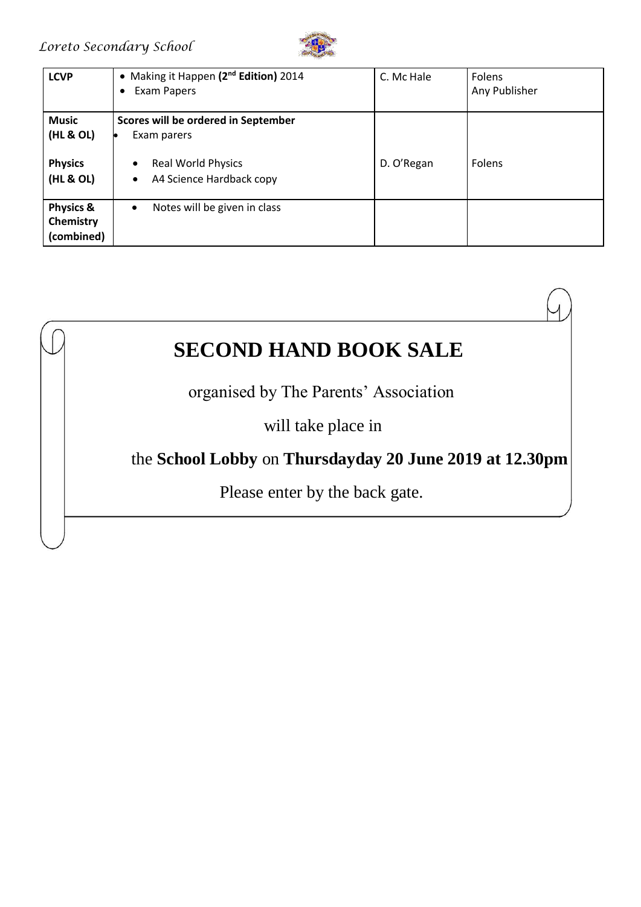| | | | |
|---|---|---|---|
| **LCVP** | • Making it Happen **(2nd Edition)** 2014<br>• Exam Papers | C. Mc Hale | Folens<br>Any Publisher |
| **Music (HL & OL)** | **Scores will be ordered in September**<br>• Exam parers | | |
| **Physics (HL & OL)** | • Real World Physics<br>• A4 Science Hardback copy | D. O'Regan | Folens |
| **Physics & Chemistry (combined)** | • Notes will be given in class | | |

# SECOND HAND BOOK SALE

organised by The Parents' Association

will take place in

the **School Lobby** on **Thursdayday 20 June 2019 at 12.30pm**

Please enter by the back gate.